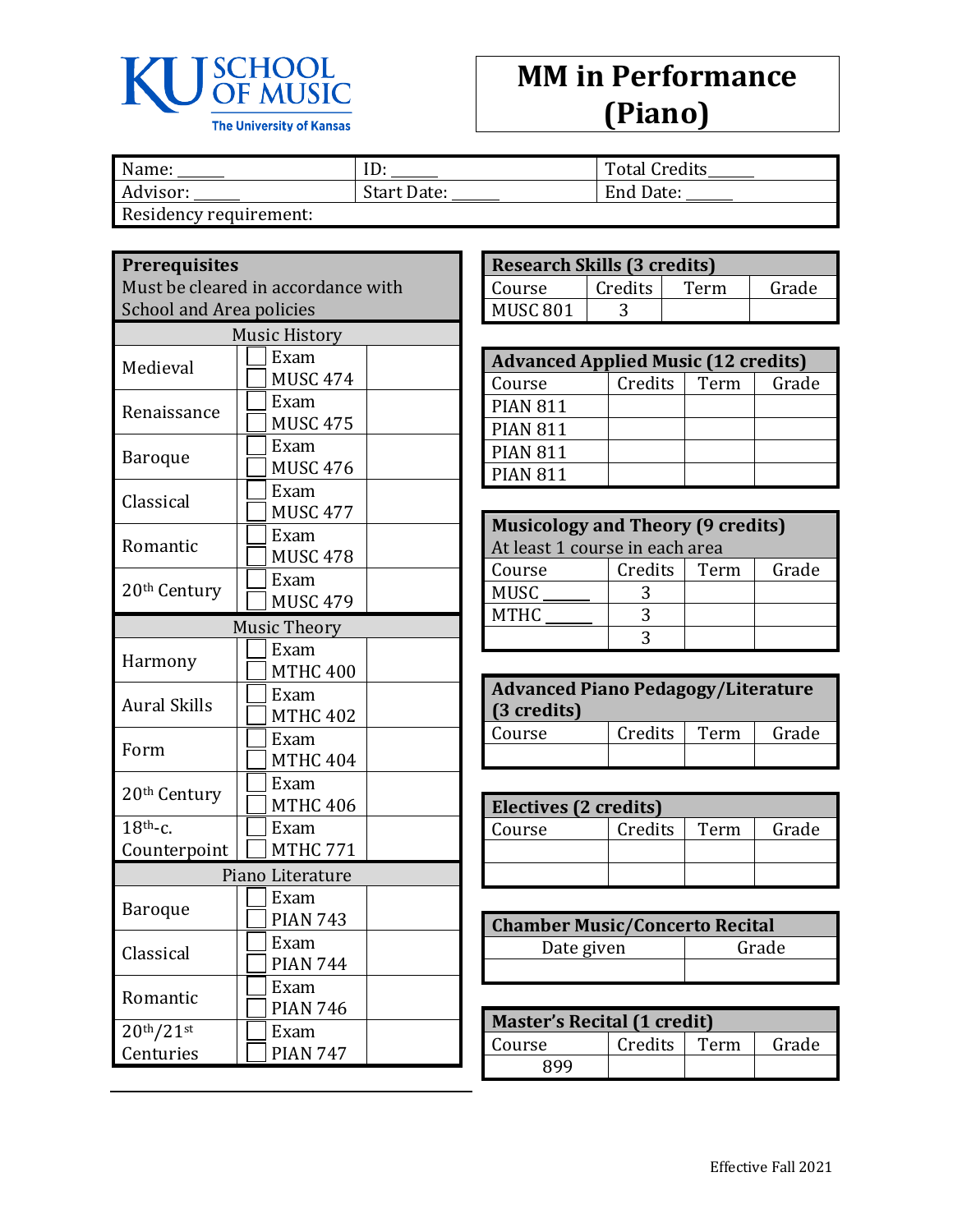KU SCHOOL OF MUSIC
The University of Kansas

# MM in Performance (Piano)

| Name: ______ | ID: ______ | Total Credits______ |
|---|---|---|
| Advisor: ______ | Start Date: ______ | End Date: ______ |
| Residency requirement: | | |

| **Prerequisites** Must be cleared in accordance with School and Area policies | | |
|---|---|---|
| Music History | | |
| Medieval | ☐ Exam ☐ MUSC 474 | |
| Renaissance | ☐ Exam ☐ MUSC 475 | |
| Baroque | ☐ Exam ☐ MUSC 476 | |
| Classical | ☐ Exam ☐ MUSC 477 | |
| Romantic | ☐ Exam ☐ MUSC 478 | |
| 20th Century | ☐ Exam ☐ MUSC 479 | |
| Music Theory | | |
| Harmony | ☐ Exam ☐ MTHC 400 | |
| Aural Skills | ☐ Exam ☐ MTHC 402 | |
| Form | ☐ Exam ☐ MTHC 404 | |
| 20th Century | ☐ Exam ☐ MTHC 406 | |
| 18th-c. Counterpoint | ☐ Exam ☐ MTHC 771 | |
| Piano Literature | | |
| Baroque | ☐ Exam ☐ PIAN 743 | |
| Classical | ☐ Exam ☐ PIAN 744 | |
| Romantic | ☐ Exam ☐ PIAN 746 | |
| 20th/21st Centuries | ☐ Exam ☐ PIAN 747 | |

| **Research Skills (3 credits)** | | | |
|---|---|---|---|
| Course | Credits | Term | Grade |
| MUSC 801 | 3 | | |

| **Advanced Applied Music (12 credits)** | | | |
|---|---|---|---|
| Course | Credits | Term | Grade |
| PIAN 811 | | | |
| PIAN 811 | | | |
| PIAN 811 | | | |
| PIAN 811 | | | |

| **Musicology and Theory (9 credits)** At least 1 course in each area | | | |
|---|---|---|---|
| Course | Credits | Term | Grade |
| MUSC ______ | 3 | | |
| MTHC ______ | 3 | | |
| | 3 | | |

| **Advanced Piano Pedagogy/Literature (3 credits)** | | | |
|---|---|---|---|
| Course | Credits | Term | Grade |
| | | | |

| **Electives (2 credits)** | | | |
|---|---|---|---|
| Course | Credits | Term | Grade |
| | | | |
| | | | |

| **Chamber Music/Concerto Recital** | |
|---|---|
| Date given | Grade |
| | |

| **Master's Recital (1 credit)** | | | |
|---|---|---|---|
| Course | Credits | Term | Grade |
| 899 | | | |

Effective Fall 2021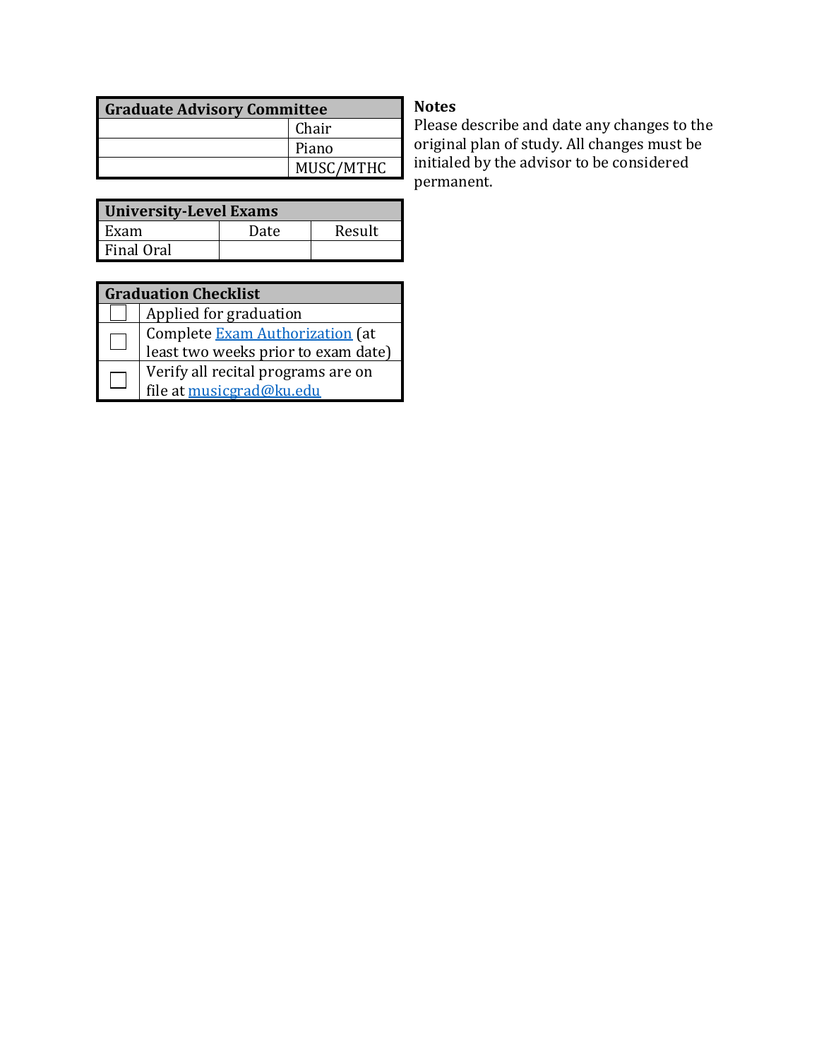| Graduate Advisory Committee | |
|---|---|
| | Chair |
| | Piano |
| | MUSC/MTHC |

| University-Level Exams | | |
|---|---|---|
| Exam | Date | Result |
| Final Oral | | |

| Graduation Checklist | |
|---|---|
| ☐ | Applied for graduation |
| ☐ | Complete Exam Authorization (at least two weeks prior to exam date) |
| ☐ | Verify all recital programs are on file at musicgrad@ku.edu |

**Notes**

Please describe and date any changes to the original plan of study. All changes must be initialed by the advisor to be considered permanent.